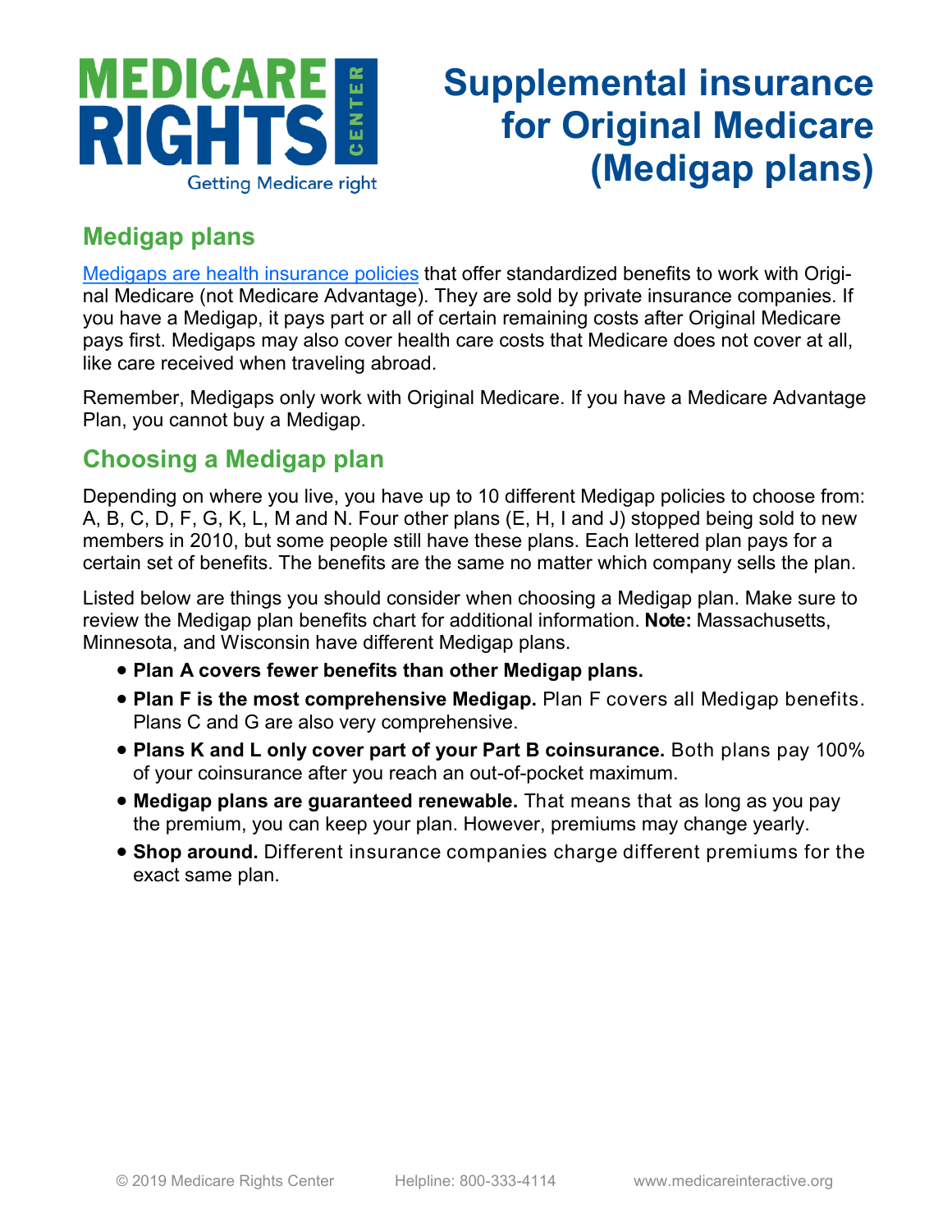# Supplemental insurance for Original Medicare (Medigap plans)

## Medigap plans

[Medigaps are health insurance policies] that offer standardized benefits to work with Original Medicare (not Medicare Advantage). They are sold by private insurance companies. If you have a Medigap, it pays part or all of certain remaining costs after Original Medicare pays first. Medigaps may also cover health care costs that Medicare does not cover at all, like care received when traveling abroad.

Remember, Medigaps only work with Original Medicare. If you have a Medicare Advantage Plan, you cannot buy a Medigap.

## Choosing a Medigap plan

Depending on where you live, you have up to 10 different Medigap policies to choose from: A, B, C, D, F, G, K, L, M and N. Four other plans (E, H, I and J) stopped being sold to new members in 2010, but some people still have these plans. Each lettered plan pays for a certain set of benefits. The benefits are the same no matter which company sells the plan.

Listed below are things you should consider when choosing a Medigap plan. Make sure to review the Medigap plan benefits chart for additional information. **Note:** Massachusetts, Minnesota, and Wisconsin have different Medigap plans.

- **Plan A covers fewer benefits than other Medigap plans.**
- **Plan F is the most comprehensive Medigap.** Plan F covers all Medigap benefits. Plans C and G are also very comprehensive.
- **Plans K and L only cover part of your Part B coinsurance.** Both plans pay 100% of your coinsurance after you reach an out-of-pocket maximum.
- **Medigap plans are guaranteed renewable.** That means that as long as you pay the premium, you can keep your plan. However, premiums may change yearly.
- **Shop around.** Different insurance companies charge different premiums for the exact same plan.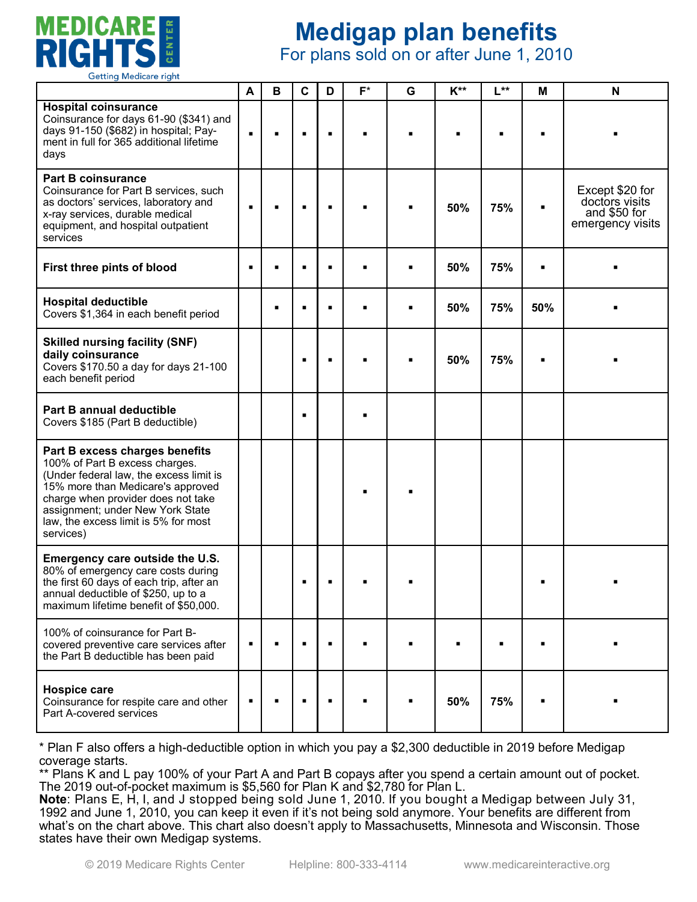# Medigap plan benefits

For plans sold on or after June 1, 2010

| | A | B | C | D | F* | G | K** | L** | M | N |
|---|---|---|---|---|---|---|---|---|---|---|
| **Hospital coinsurance** Coinsurance for days 61-90 ($341) and days 91-150 ($682) in hospital; Payment in full for 365 additional lifetime days | ▪ | ▪ | ▪ | ▪ | ▪ | ▪ | ▪ | ▪ | ▪ | ▪ |
| **Part B coinsurance** Coinsurance for Part B services, such as doctors' services, laboratory and x-ray services, durable medical equipment, and hospital outpatient services | ▪ | ▪ | ▪ | ▪ | ▪ | ▪ | 50% | 75% | ▪ | Except $20 for doctors visits and $50 for emergency visits |
| **First three pints of blood** | ▪ | ▪ | ▪ | ▪ | ▪ | ▪ | 50% | 75% | ▪ | ▪ |
| **Hospital deductible** Covers $1,364 in each benefit period | | ▪ | ▪ | ▪ | ▪ | ▪ | 50% | 75% | 50% | ▪ |
| **Skilled nursing facility (SNF) daily coinsurance** Covers $170.50 a day for days 21-100 each benefit period | | | ▪ | ▪ | ▪ | ▪ | 50% | 75% | ▪ | ▪ |
| **Part B annual deductible** Covers $185 (Part B deductible) | | | ▪ | | ▪ | | | | | |
| **Part B excess charges benefits** 100% of Part B excess charges. (Under federal law, the excess limit is 15% more than Medicare's approved charge when provider does not take assignment; under New York State law, the excess limit is 5% for most services) | | | | | ▪ | ▪ | | | | |
| **Emergency care outside the U.S.** 80% of emergency care costs during the first 60 days of each trip, after an annual deductible of $250, up to a maximum lifetime benefit of $50,000. | | | ▪ | ▪ | ▪ | ▪ | | | ▪ | ▪ |
| 100% of coinsurance for Part B-covered preventive care services after the Part B deductible has been paid | ▪ | ▪ | ▪ | ▪ | ▪ | ▪ | ▪ | ▪ | ▪ | ▪ |
| **Hospice care** Coinsurance for respite care and other Part A-covered services | ▪ | ▪ | ▪ | ▪ | ▪ | ▪ | 50% | 75% | ▪ | ▪ |

\* Plan F also offers a high-deductible option in which you pay a $2,300 deductible in 2019 before Medigap coverage starts.

\** Plans K and L pay 100% of your Part A and Part B copays after you spend a certain amount out of pocket. The 2019 out-of-pocket maximum is $5,560 for Plan K and $2,780 for Plan L.

**Note**: Plans E, H, I, and J stopped being sold June 1, 2010. If you bought a Medigap between July 31, 1992 and June 1, 2010, you can keep it even if it's not being sold anymore. Your benefits are different from what's on the chart above. This chart also doesn't apply to Massachusetts, Minnesota and Wisconsin. Those states have their own Medigap systems.

© 2019 Medicare Rights Center Helpline: 800-333-4114 www.medicareinteractive.org